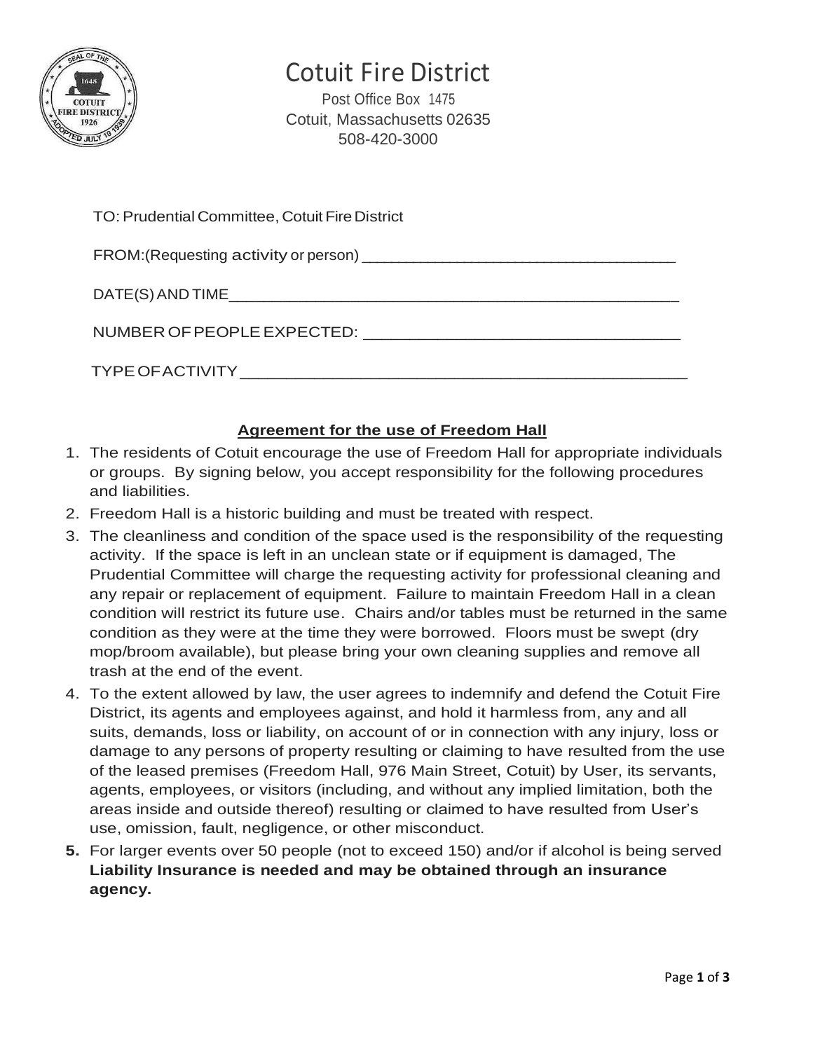# Cotuit Fire District

Post Office Box 1475
Cotuit, Massachusetts 02635
508-420-3000

TO: Prudential Committee, Cotuit Fire District

FROM:(Requesting activity or person) ___________________________________

DATE(S) AND TIME___________________________________________________

NUMBER OF PEOPLE EXPECTED: _________________________________

TYPE OF ACTIVITY _______________________________________________

## Agreement for the use of Freedom Hall

1. The residents of Cotuit encourage the use of Freedom Hall for appropriate individuals or groups. By signing below, you accept responsibility for the following procedures and liabilities.
2. Freedom Hall is a historic building and must be treated with respect.
3. The cleanliness and condition of the space used is the responsibility of the requesting activity. If the space is left in an unclean state or if equipment is damaged, The Prudential Committee will charge the requesting activity for professional cleaning and any repair or replacement of equipment. Failure to maintain Freedom Hall in a clean condition will restrict its future use. Chairs and/or tables must be returned in the same condition as they were at the time they were borrowed. Floors must be swept (dry mop/broom available), but please bring your own cleaning supplies and remove all trash at the end of the event.
4. To the extent allowed by law, the user agrees to indemnify and defend the Cotuit Fire District, its agents and employees against, and hold it harmless from, any and all suits, demands, loss or liability, on account of or in connection with any injury, loss or damage to any persons of property resulting or claiming to have resulted from the use of the leased premises (Freedom Hall, 976 Main Street, Cotuit) by User, its servants, agents, employees, or visitors (including, and without any implied limitation, both the areas inside and outside thereof) resulting or claimed to have resulted from User's use, omission, fault, negligence, or other misconduct.
5. For larger events over 50 people (not to exceed 150) and/or if alcohol is being served **Liability Insurance is needed and may be obtained through an insurance agency.**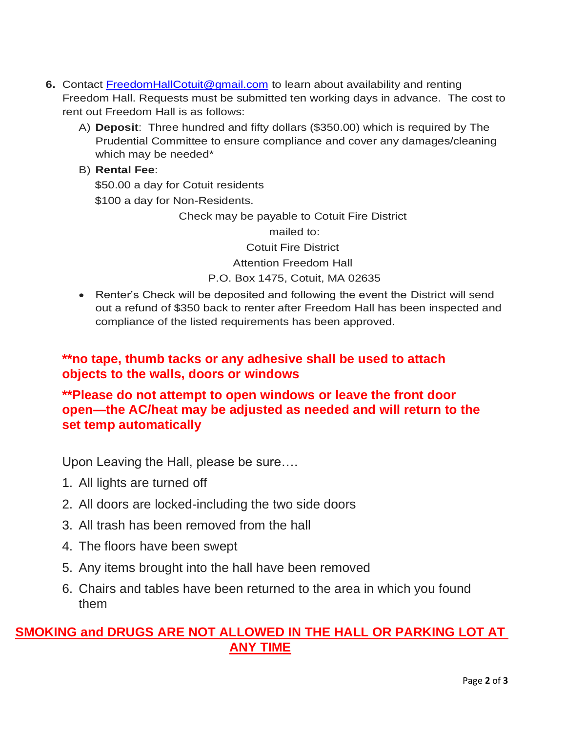6. Contact FreedomHallCotuit@gmail.com to learn about availability and renting Freedom Hall. Requests must be submitted ten working days in advance. The cost to rent out Freedom Hall is as follows:

   A) **Deposit**: Three hundred and fifty dollars ($350.00) which is required by The Prudential Committee to ensure compliance and cover any damages/cleaning which may be needed*

   B) **Rental Fee**:

   $50.00 a day for Cotuit residents

   $100 a day for Non-Residents.

   Check may be payable to Cotuit Fire District

   mailed to:

   Cotuit Fire District

   Attention Freedom Hall

   P.O. Box 1475, Cotuit, MA 02635

   - Renter's Check will be deposited and following the event the District will send out a refund of $350 back to renter after Freedom Hall has been inspected and compliance of the listed requirements has been approved.

**\*\*no tape, thumb tacks or any adhesive shall be used to attach objects to the walls, doors or windows**

**\*\*Please do not attempt to open windows or leave the front door open—the AC/heat may be adjusted as needed and will return to the set temp automatically**

Upon Leaving the Hall, please be sure….

1. All lights are turned off
2. All doors are locked-including the two side doors
3. All trash has been removed from the hall
4. The floors have been swept
5. Any items brought into the hall have been removed
6. Chairs and tables have been returned to the area in which you found them

**SMOKING and DRUGS ARE NOT ALLOWED IN THE HALL OR PARKING LOT AT ANY TIME**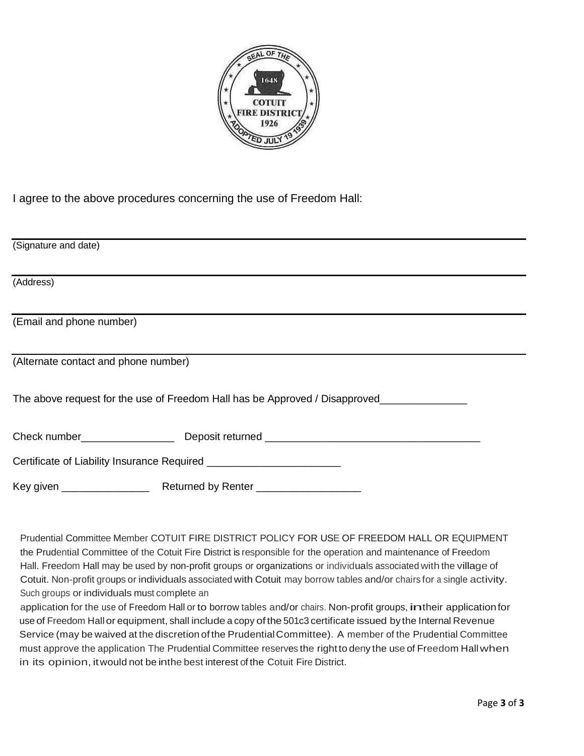I agree to the above procedures concerning the use of Freedom Hall:

_______________________________________________
(Signature and date)

_______________________________________________
(Address)

_______________________________________________
(Email and phone number)

_______________________________________________
(Alternate contact and phone number)

The above request for the use of Freedom Hall has be Approved / Disapproved_______________

Check number________________ Deposit returned ____________________________________

Certificate of Liability Insurance Required ______________________

Key given _______________ Returned by Renter __________________

Prudential Committee Member COTUIT FIRE DISTRICT POLICY FOR USE OF FREEDOM HALL OR EQUIPMENT the Prudential Committee of the Cotuit Fire District is responsible for the operation and maintenance of Freedom Hall. Freedom Hall may be used by non-profit groups or organizations or individuals associated with the village of Cotuit. Non-profit groups or individuals associated with Cotuit may borrow tables and/or chairs for a single activity. Such groups or individuals must complete an application for the use of Freedom Hall or to borrow tables and/or chairs. Non-profit groups, in their application for use of Freedom Hall or equipment, shall include a copy of the 501c3 certificate issued by the Internal Revenue Service (may be waived at the discretion of the Prudential Committee). A member of the Prudential Committee must approve the application The Prudential Committee reserves the right to deny the use of Freedom Hall when in its opinion, it would not be in the best interest of the Cotuit Fire District.